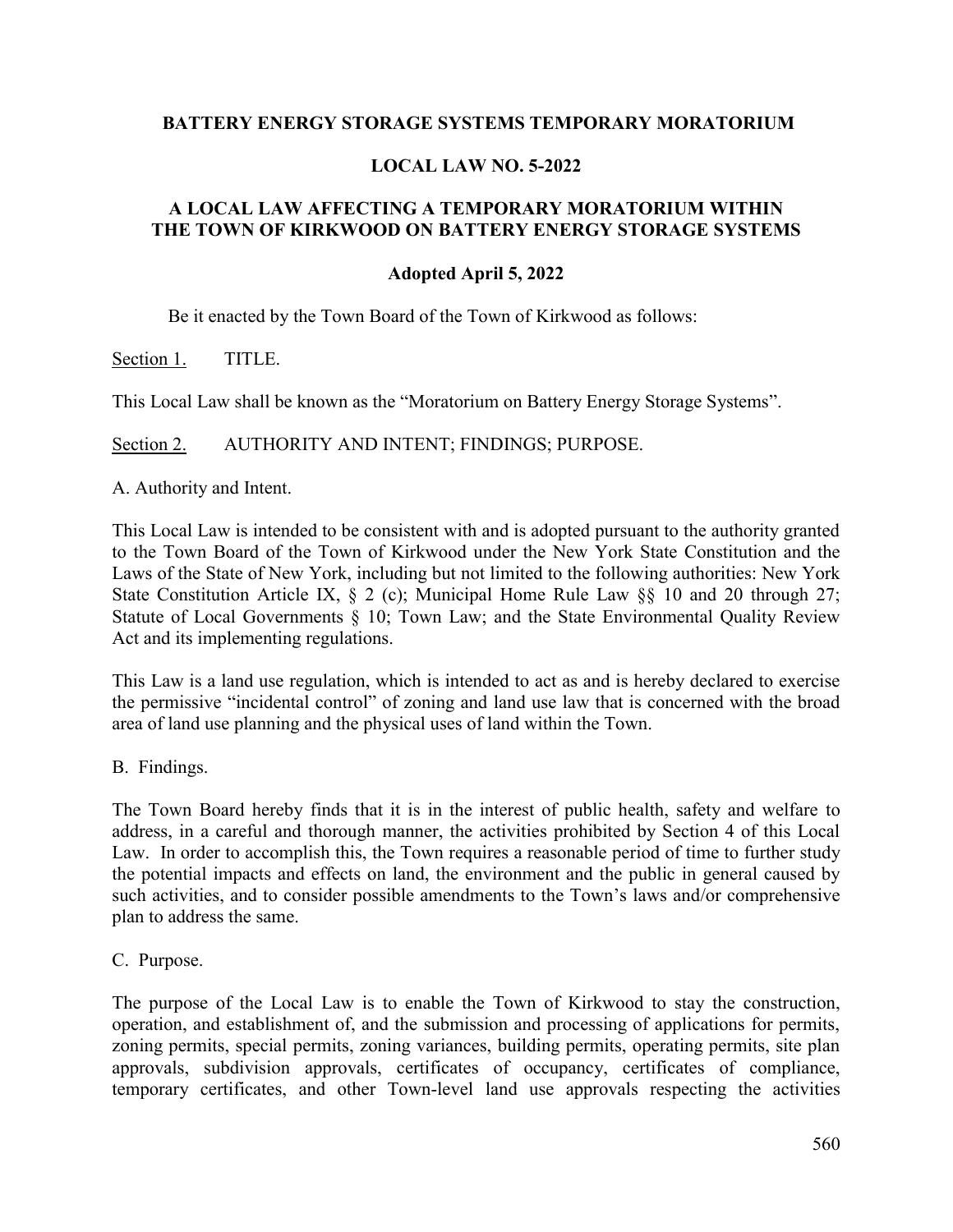# BATTERY ENERGY STORAGE SYSTEMS TEMPORARY MORATORIUM

## LOCAL LAW NO. 5-2022

## A LOCAL LAW AFFECTING A TEMPORARY MORATORIUM WITHIN THE TOWN OF KIRKWOOD ON BATTERY ENERGY STORAGE SYSTEMS

**Adopted April 5, 2022**

Be it enacted by the Town Board of the Town of Kirkwood as follows:

Section 1. TITLE.

This Local Law shall be known as the "Moratorium on Battery Energy Storage Systems".

Section 2. AUTHORITY AND INTENT; FINDINGS; PURPOSE.

A. Authority and Intent.

This Local Law is intended to be consistent with and is adopted pursuant to the authority granted to the Town Board of the Town of Kirkwood under the New York State Constitution and the Laws of the State of New York, including but not limited to the following authorities: New York State Constitution Article IX, § 2 (c); Municipal Home Rule Law §§ 10 and 20 through 27; Statute of Local Governments § 10; Town Law; and the State Environmental Quality Review Act and its implementing regulations.

This Law is a land use regulation, which is intended to act as and is hereby declared to exercise the permissive "incidental control" of zoning and land use law that is concerned with the broad area of land use planning and the physical uses of land within the Town.

B. Findings.

The Town Board hereby finds that it is in the interest of public health, safety and welfare to address, in a careful and thorough manner, the activities prohibited by Section 4 of this Local Law. In order to accomplish this, the Town requires a reasonable period of time to further study the potential impacts and effects on land, the environment and the public in general caused by such activities, and to consider possible amendments to the Town's laws and/or comprehensive plan to address the same.

C. Purpose.

The purpose of the Local Law is to enable the Town of Kirkwood to stay the construction, operation, and establishment of, and the submission and processing of applications for permits, zoning permits, special permits, zoning variances, building permits, operating permits, site plan approvals, subdivision approvals, certificates of occupancy, certificates of compliance, temporary certificates, and other Town-level land use approvals respecting the activities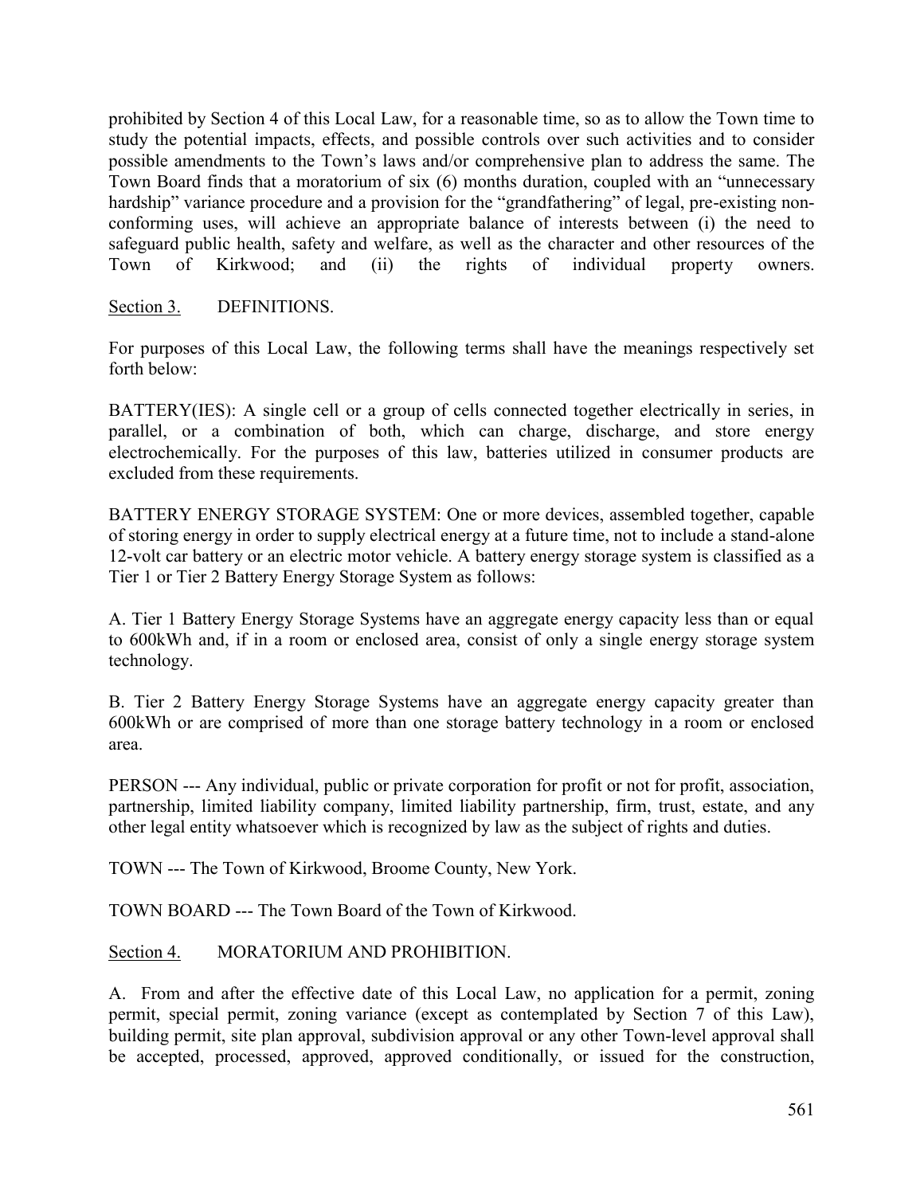prohibited by Section 4 of this Local Law, for a reasonable time, so as to allow the Town time to study the potential impacts, effects, and possible controls over such activities and to consider possible amendments to the Town's laws and/or comprehensive plan to address the same. The Town Board finds that a moratorium of six (6) months duration, coupled with an "unnecessary hardship" variance procedure and a provision for the "grandfathering" of legal, pre-existing non-conforming uses, will achieve an appropriate balance of interests between (i) the need to safeguard public health, safety and welfare, as well as the character and other resources of the Town of Kirkwood; and (ii) the rights of individual property owners.

Section 3. DEFINITIONS.

For purposes of this Local Law, the following terms shall have the meanings respectively set forth below:

BATTERY(IES): A single cell or a group of cells connected together electrically in series, in parallel, or a combination of both, which can charge, discharge, and store energy electrochemically. For the purposes of this law, batteries utilized in consumer products are excluded from these requirements.

BATTERY ENERGY STORAGE SYSTEM: One or more devices, assembled together, capable of storing energy in order to supply electrical energy at a future time, not to include a stand-alone 12-volt car battery or an electric motor vehicle. A battery energy storage system is classified as a Tier 1 or Tier 2 Battery Energy Storage System as follows:

A. Tier 1 Battery Energy Storage Systems have an aggregate energy capacity less than or equal to 600kWh and, if in a room or enclosed area, consist of only a single energy storage system technology.

B. Tier 2 Battery Energy Storage Systems have an aggregate energy capacity greater than 600kWh or are comprised of more than one storage battery technology in a room or enclosed area.

PERSON --- Any individual, public or private corporation for profit or not for profit, association, partnership, limited liability company, limited liability partnership, firm, trust, estate, and any other legal entity whatsoever which is recognized by law as the subject of rights and duties.

TOWN --- The Town of Kirkwood, Broome County, New York.

TOWN BOARD --- The Town Board of the Town of Kirkwood.

Section 4. MORATORIUM AND PROHIBITION.

A. From and after the effective date of this Local Law, no application for a permit, zoning permit, special permit, zoning variance (except as contemplated by Section 7 of this Law), building permit, site plan approval, subdivision approval or any other Town-level approval shall be accepted, processed, approved, approved conditionally, or issued for the construction,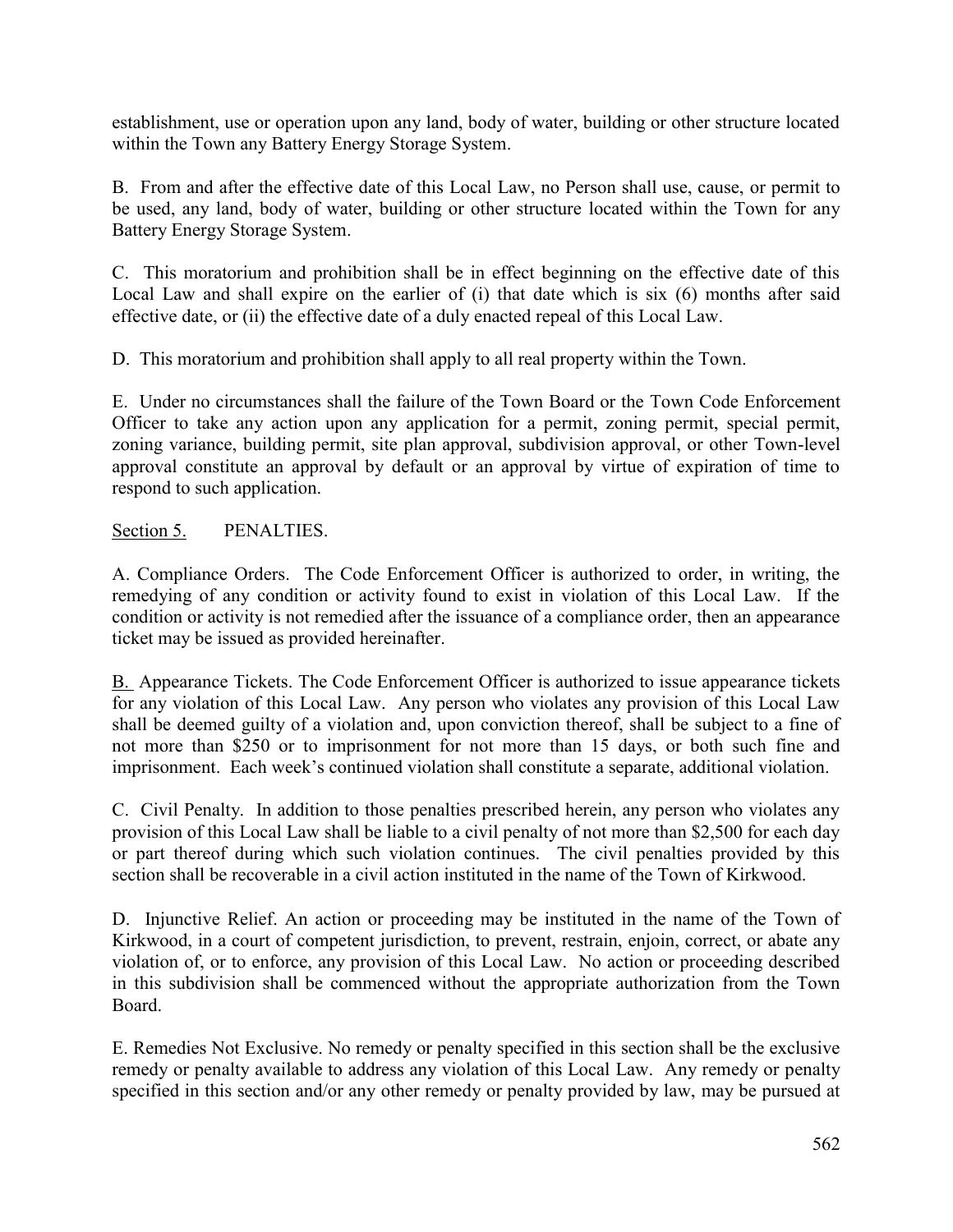establishment, use or operation upon any land, body of water, building or other structure located within the Town any Battery Energy Storage System.

B. From and after the effective date of this Local Law, no Person shall use, cause, or permit to be used, any land, body of water, building or other structure located within the Town for any Battery Energy Storage System.

C. This moratorium and prohibition shall be in effect beginning on the effective date of this Local Law and shall expire on the earlier of (i) that date which is six (6) months after said effective date, or (ii) the effective date of a duly enacted repeal of this Local Law.

D. This moratorium and prohibition shall apply to all real property within the Town.

E. Under no circumstances shall the failure of the Town Board or the Town Code Enforcement Officer to take any action upon any application for a permit, zoning permit, special permit, zoning variance, building permit, site plan approval, subdivision approval, or other Town-level approval constitute an approval by default or an approval by virtue of expiration of time to respond to such application.

Section 5. PENALTIES.

A. Compliance Orders. The Code Enforcement Officer is authorized to order, in writing, the remedying of any condition or activity found to exist in violation of this Local Law. If the condition or activity is not remedied after the issuance of a compliance order, then an appearance ticket may be issued as provided hereinafter.

B. Appearance Tickets. The Code Enforcement Officer is authorized to issue appearance tickets for any violation of this Local Law. Any person who violates any provision of this Local Law shall be deemed guilty of a violation and, upon conviction thereof, shall be subject to a fine of not more than $250 or to imprisonment for not more than 15 days, or both such fine and imprisonment. Each week's continued violation shall constitute a separate, additional violation.

C. Civil Penalty. In addition to those penalties prescribed herein, any person who violates any provision of this Local Law shall be liable to a civil penalty of not more than $2,500 for each day or part thereof during which such violation continues. The civil penalties provided by this section shall be recoverable in a civil action instituted in the name of the Town of Kirkwood.

D. Injunctive Relief. An action or proceeding may be instituted in the name of the Town of Kirkwood, in a court of competent jurisdiction, to prevent, restrain, enjoin, correct, or abate any violation of, or to enforce, any provision of this Local Law. No action or proceeding described in this subdivision shall be commenced without the appropriate authorization from the Town Board.

E. Remedies Not Exclusive. No remedy or penalty specified in this section shall be the exclusive remedy or penalty available to address any violation of this Local Law. Any remedy or penalty specified in this section and/or any other remedy or penalty provided by law, may be pursued at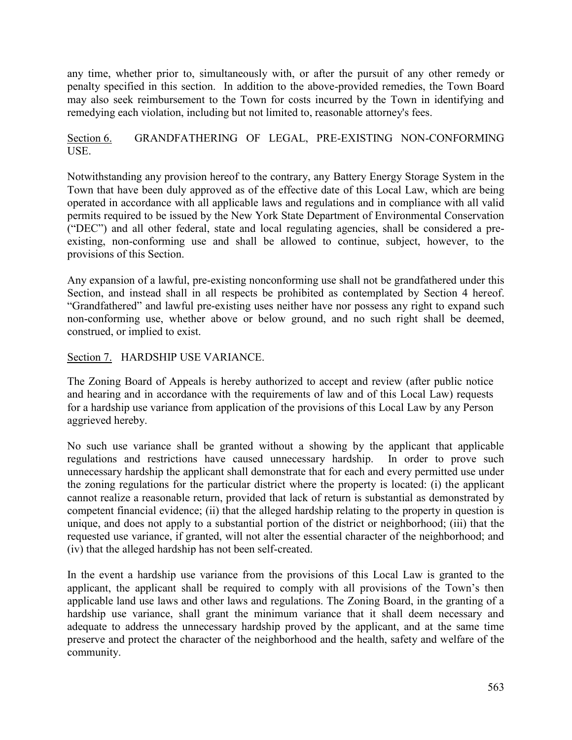any time, whether prior to, simultaneously with, or after the pursuit of any other remedy or penalty specified in this section. In addition to the above-provided remedies, the Town Board may also seek reimbursement to the Town for costs incurred by the Town in identifying and remedying each violation, including but not limited to, reasonable attorney's fees.

## Section 6. GRANDFATHERING OF LEGAL, PRE-EXISTING NON-CONFORMING USE.

Notwithstanding any provision hereof to the contrary, any Battery Energy Storage System in the Town that have been duly approved as of the effective date of this Local Law, which are being operated in accordance with all applicable laws and regulations and in compliance with all valid permits required to be issued by the New York State Department of Environmental Conservation ("DEC") and all other federal, state and local regulating agencies, shall be considered a pre-existing, non-conforming use and shall be allowed to continue, subject, however, to the provisions of this Section.

Any expansion of a lawful, pre-existing nonconforming use shall not be grandfathered under this Section, and instead shall in all respects be prohibited as contemplated by Section 4 hereof. "Grandfathered" and lawful pre-existing uses neither have nor possess any right to expand such non-conforming use, whether above or below ground, and no such right shall be deemed, construed, or implied to exist.

## Section 7. HARDSHIP USE VARIANCE.

The Zoning Board of Appeals is hereby authorized to accept and review (after public notice and hearing and in accordance with the requirements of law and of this Local Law) requests for a hardship use variance from application of the provisions of this Local Law by any Person aggrieved hereby.

No such use variance shall be granted without a showing by the applicant that applicable regulations and restrictions have caused unnecessary hardship. In order to prove such unnecessary hardship the applicant shall demonstrate that for each and every permitted use under the zoning regulations for the particular district where the property is located: (i) the applicant cannot realize a reasonable return, provided that lack of return is substantial as demonstrated by competent financial evidence; (ii) that the alleged hardship relating to the property in question is unique, and does not apply to a substantial portion of the district or neighborhood; (iii) that the requested use variance, if granted, will not alter the essential character of the neighborhood; and (iv) that the alleged hardship has not been self-created.

In the event a hardship use variance from the provisions of this Local Law is granted to the applicant, the applicant shall be required to comply with all provisions of the Town's then applicable land use laws and other laws and regulations. The Zoning Board, in the granting of a hardship use variance, shall grant the minimum variance that it shall deem necessary and adequate to address the unnecessary hardship proved by the applicant, and at the same time preserve and protect the character of the neighborhood and the health, safety and welfare of the community.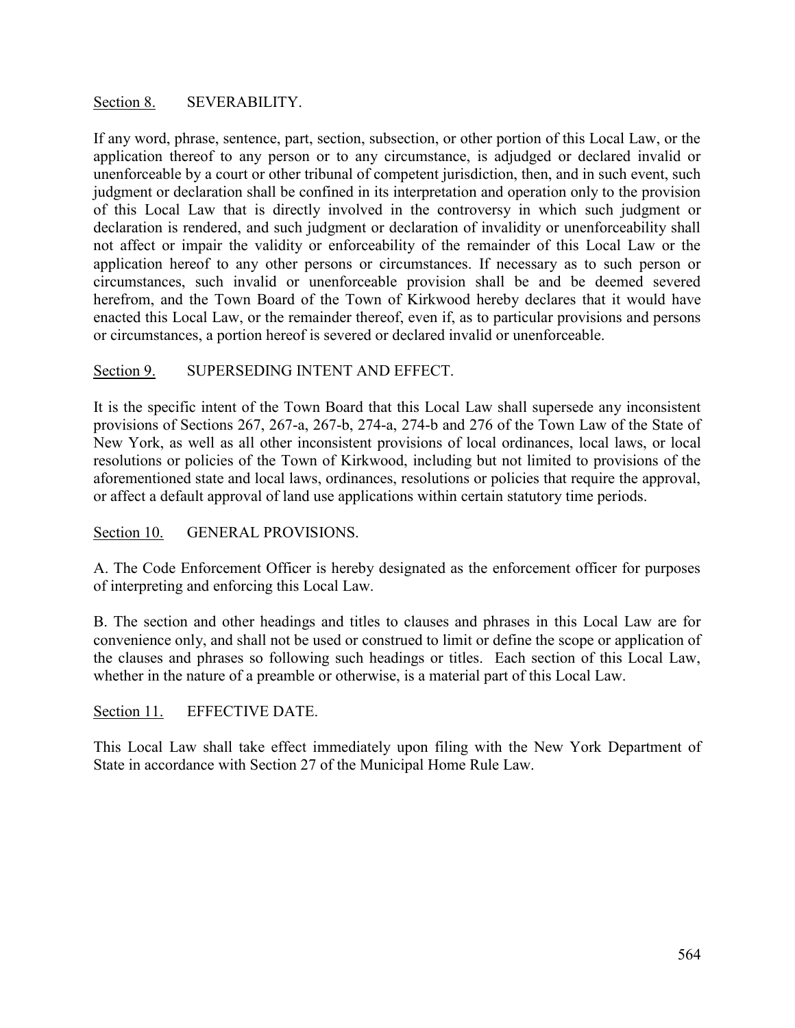Section 8. SEVERABILITY.

If any word, phrase, sentence, part, section, subsection, or other portion of this Local Law, or the application thereof to any person or to any circumstance, is adjudged or declared invalid or unenforceable by a court or other tribunal of competent jurisdiction, then, and in such event, such judgment or declaration shall be confined in its interpretation and operation only to the provision of this Local Law that is directly involved in the controversy in which such judgment or declaration is rendered, and such judgment or declaration of invalidity or unenforceability shall not affect or impair the validity or enforceability of the remainder of this Local Law or the application hereof to any other persons or circumstances. If necessary as to such person or circumstances, such invalid or unenforceable provision shall be and be deemed severed herefrom, and the Town Board of the Town of Kirkwood hereby declares that it would have enacted this Local Law, or the remainder thereof, even if, as to particular provisions and persons or circumstances, a portion hereof is severed or declared invalid or unenforceable.

Section 9. SUPERSEDING INTENT AND EFFECT.

It is the specific intent of the Town Board that this Local Law shall supersede any inconsistent provisions of Sections 267, 267-a, 267-b, 274-a, 274-b and 276 of the Town Law of the State of New York, as well as all other inconsistent provisions of local ordinances, local laws, or local resolutions or policies of the Town of Kirkwood, including but not limited to provisions of the aforementioned state and local laws, ordinances, resolutions or policies that require the approval, or affect a default approval of land use applications within certain statutory time periods.

Section 10. GENERAL PROVISIONS.

A. The Code Enforcement Officer is hereby designated as the enforcement officer for purposes of interpreting and enforcing this Local Law.

B. The section and other headings and titles to clauses and phrases in this Local Law are for convenience only, and shall not be used or construed to limit or define the scope or application of the clauses and phrases so following such headings or titles. Each section of this Local Law, whether in the nature of a preamble or otherwise, is a material part of this Local Law.

Section 11. EFFECTIVE DATE.

This Local Law shall take effect immediately upon filing with the New York Department of State in accordance with Section 27 of the Municipal Home Rule Law.